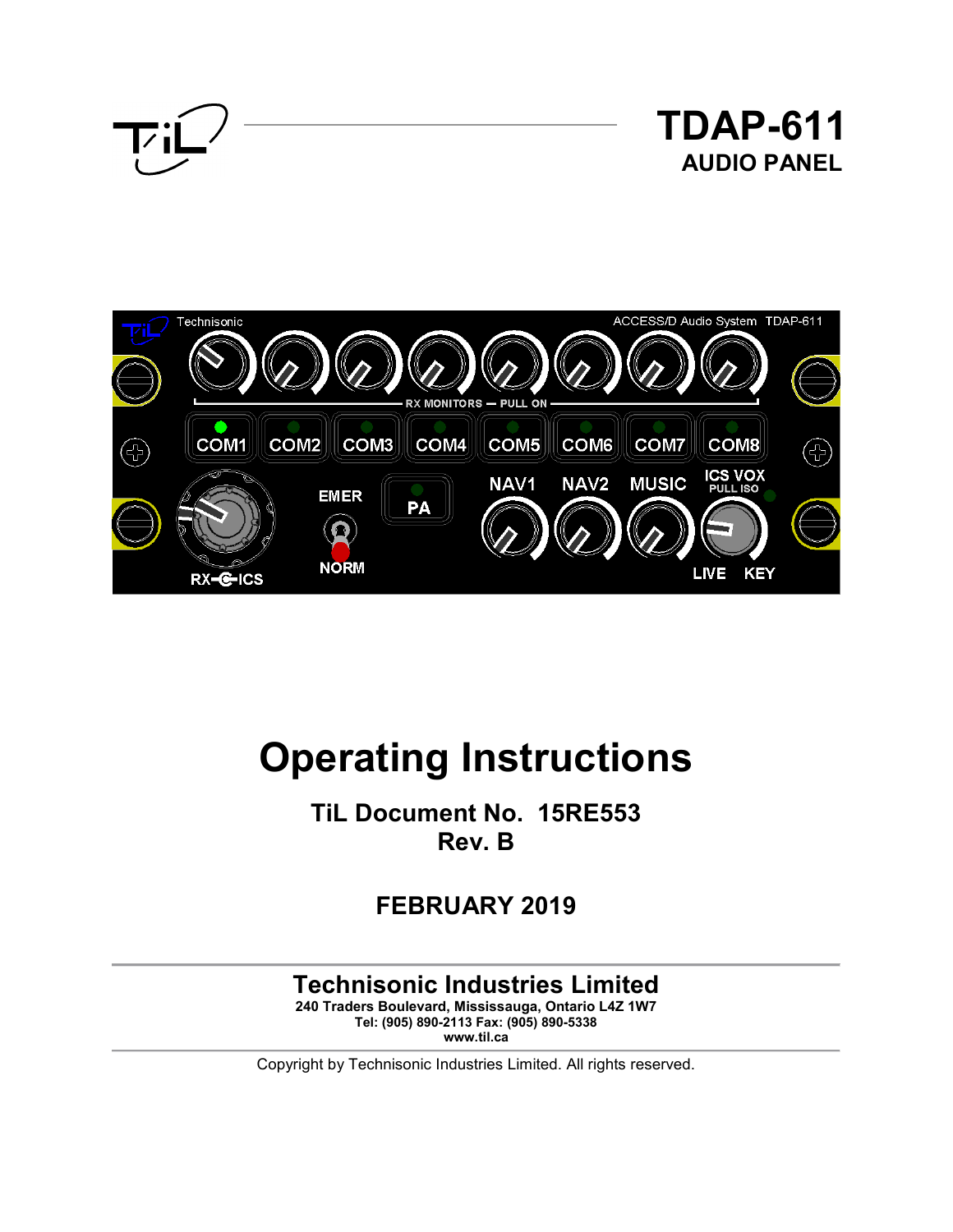# TDAP-611
## AUDIO PANEL

# Operating Instructions

**TiL Document No. 15RE553**
**Rev. B**

**FEBRUARY 2019**

**Technisonic Industries Limited**
**240 Traders Boulevard, Mississauga, Ontario L4Z 1W7**
**Tel: (905) 890-2113 Fax: (905) 890-5338**
**www.til.ca**

Copyright by Technisonic Industries Limited. All rights reserved.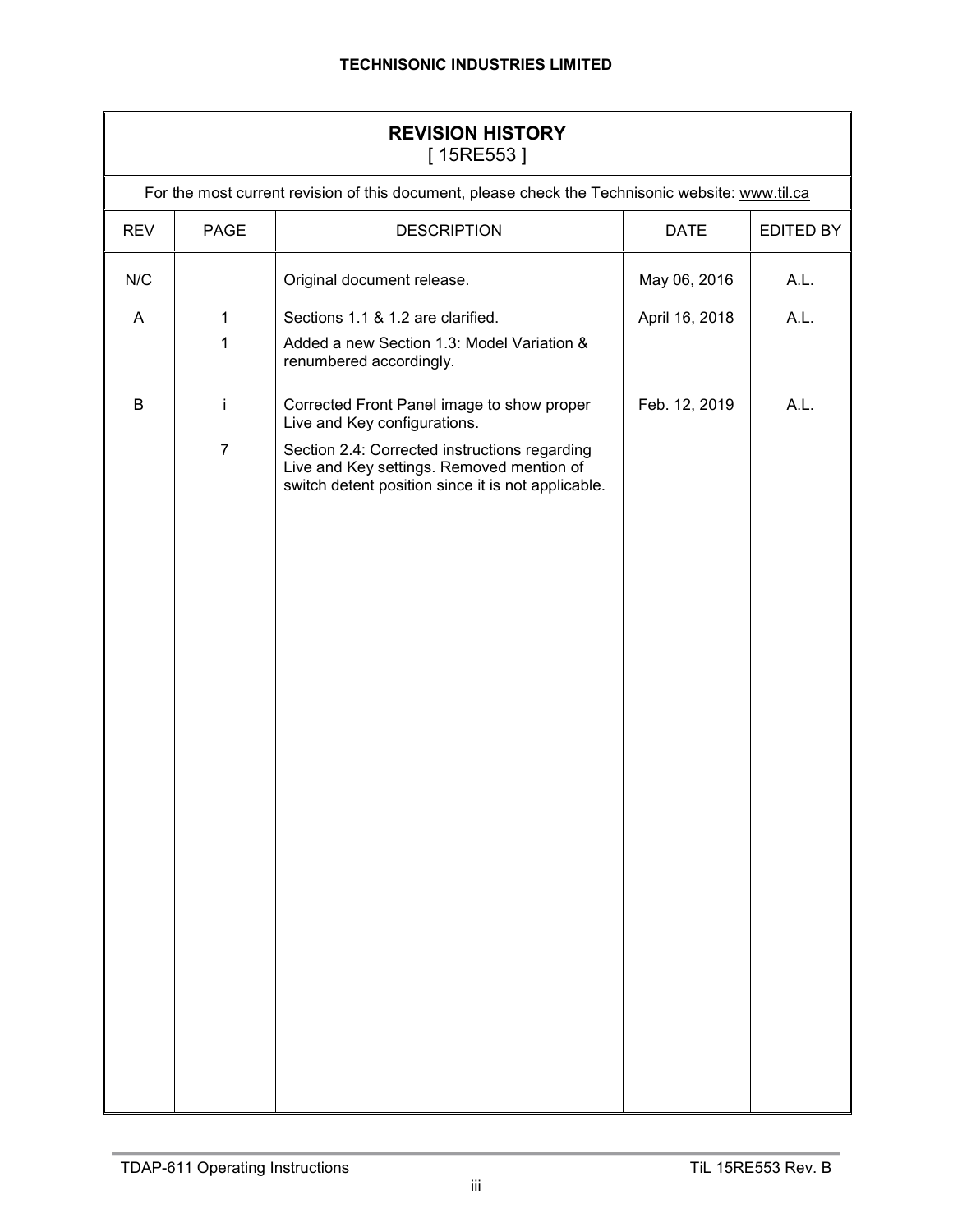## REVISION HISTORY
[ 15RE553 ]

For the most current revision of this document, please check the Technisonic website: www.til.ca

| REV | PAGE | DESCRIPTION | DATE | EDITED BY |
|---|---|---|---|---|
| N/C | | Original document release. | May 06, 2016 | A.L. |
| A | 1 | Sections 1.1 & 1.2 are clarified. | April 16, 2018 | A.L. |
| | 1 | Added a new Section 1.3: Model Variation & renumbered accordingly. | | |
| B | i | Corrected Front Panel image to show proper Live and Key configurations. | Feb. 12, 2019 | A.L. |
| | 7 | Section 2.4: Corrected instructions regarding Live and Key settings. Removed mention of switch detent position since it is not applicable. | | |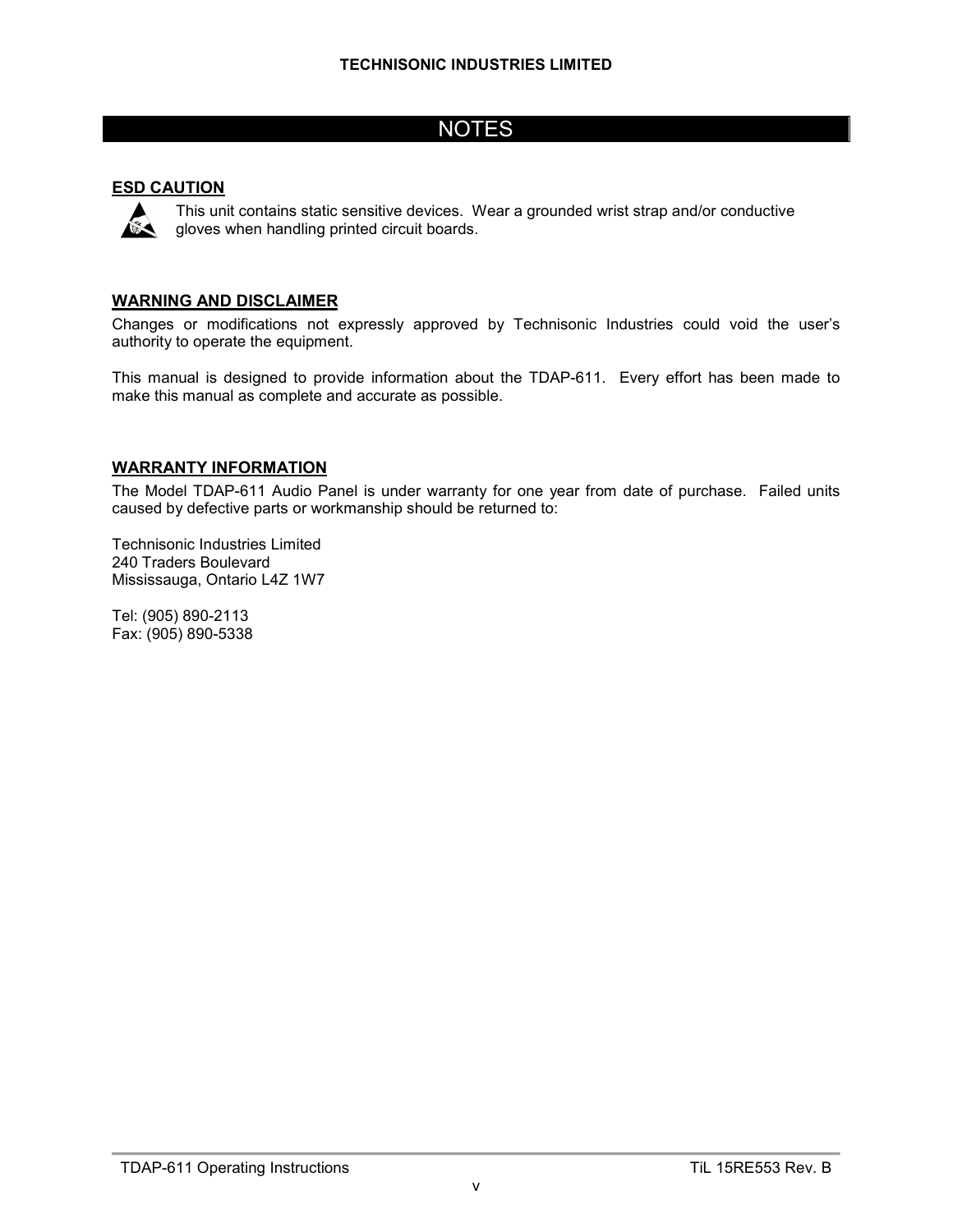# NOTES

**ESD CAUTION**

This unit contains static sensitive devices. Wear a grounded wrist strap and/or conductive gloves when handling printed circuit boards.

**WARNING AND DISCLAIMER**

Changes or modifications not expressly approved by Technisonic Industries could void the user's authority to operate the equipment.

This manual is designed to provide information about the TDAP-611. Every effort has been made to make this manual as complete and accurate as possible.

**WARRANTY INFORMATION**

The Model TDAP-611 Audio Panel is under warranty for one year from date of purchase. Failed units caused by defective parts or workmanship should be returned to:

Technisonic Industries Limited
240 Traders Boulevard
Mississauga, Ontario L4Z 1W7

Tel: (905) 890-2113
Fax: (905) 890-5338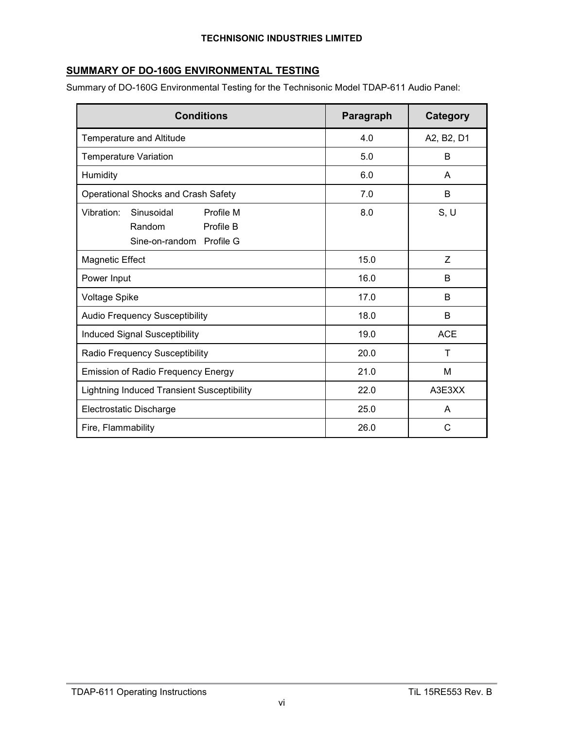## SUMMARY OF DO-160G ENVIRONMENTAL TESTING

Summary of DO-160G Environmental Testing for the Technisonic Model TDAP-611 Audio Panel:

| Conditions | Paragraph | Category |
|---|---|---|
| Temperature and Altitude | 4.0 | A2, B2, D1 |
| Temperature Variation | 5.0 | B |
| Humidity | 6.0 | A |
| Operational Shocks and Crash Safety | 7.0 | B |
| Vibration: Sinusoidal Profile M<br>Random Profile B<br>Sine-on-random Profile G | 8.0 | S, U |
| Magnetic Effect | 15.0 | Z |
| Power Input | 16.0 | B |
| Voltage Spike | 17.0 | B |
| Audio Frequency Susceptibility | 18.0 | B |
| Induced Signal Susceptibility | 19.0 | ACE |
| Radio Frequency Susceptibility | 20.0 | T |
| Emission of Radio Frequency Energy | 21.0 | M |
| Lightning Induced Transient Susceptibility | 22.0 | A3E3XX |
| Electrostatic Discharge | 25.0 | A |
| Fire, Flammability | 26.0 | C |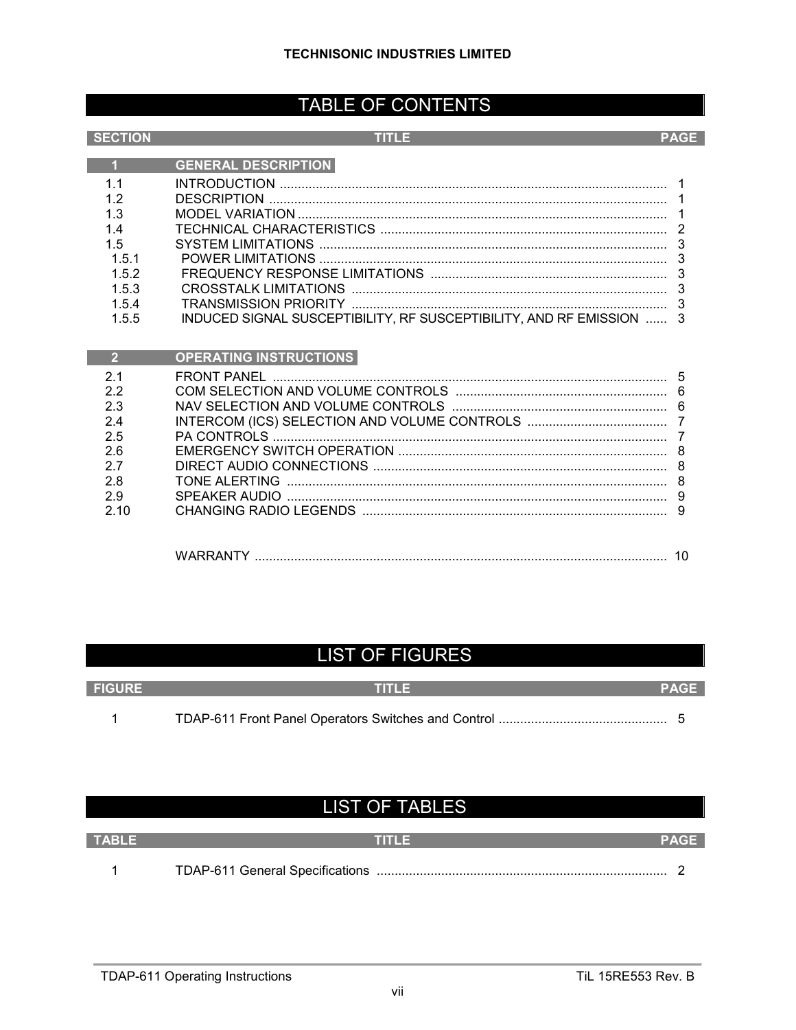# TABLE OF CONTENTS

| SECTION | TITLE | PAGE |
|---|---|---|
| **1** | **GENERAL DESCRIPTION** | |
| 1.1 | INTRODUCTION | 1 |
| 1.2 | DESCRIPTION | 1 |
| 1.3 | MODEL VARIATION | 1 |
| 1.4 | TECHNICAL CHARACTERISTICS | 2 |
| 1.5 | SYSTEM LIMITATIONS | 3 |
| 1.5.1 | POWER LIMITATIONS | 3 |
| 1.5.2 | FREQUENCY RESPONSE LIMITATIONS | 3 |
| 1.5.3 | CROSSTALK LIMITATIONS | 3 |
| 1.5.4 | TRANSMISSION PRIORITY | 3 |
| 1.5.5 | INDUCED SIGNAL SUSCEPTIBILITY, RF SUSCEPTIBILITY, AND RF EMISSION | 3 |
| **2** | **OPERATING INSTRUCTIONS** | |
| 2.1 | FRONT PANEL | 5 |
| 2.2 | COM SELECTION AND VOLUME CONTROLS | 6 |
| 2.3 | NAV SELECTION AND VOLUME CONTROLS | 6 |
| 2.4 | INTERCOM (ICS) SELECTION AND VOLUME CONTROLS | 7 |
| 2.5 | PA CONTROLS | 7 |
| 2.6 | EMERGENCY SWITCH OPERATION | 8 |
| 2.7 | DIRECT AUDIO CONNECTIONS | 8 |
| 2.8 | TONE ALERTING | 8 |
| 2.9 | SPEAKER AUDIO | 9 |
| 2.10 | CHANGING RADIO LEGENDS | 9 |
| | WARRANTY | 10 |

# LIST OF FIGURES

| FIGURE | TITLE | PAGE |
|---|---|---|
| 1 | TDAP-611 Front Panel Operators Switches and Control | 5 |

# LIST OF TABLES

| TABLE | TITLE | PAGE |
|---|---|---|
| 1 | TDAP-611 General Specifications | 2 |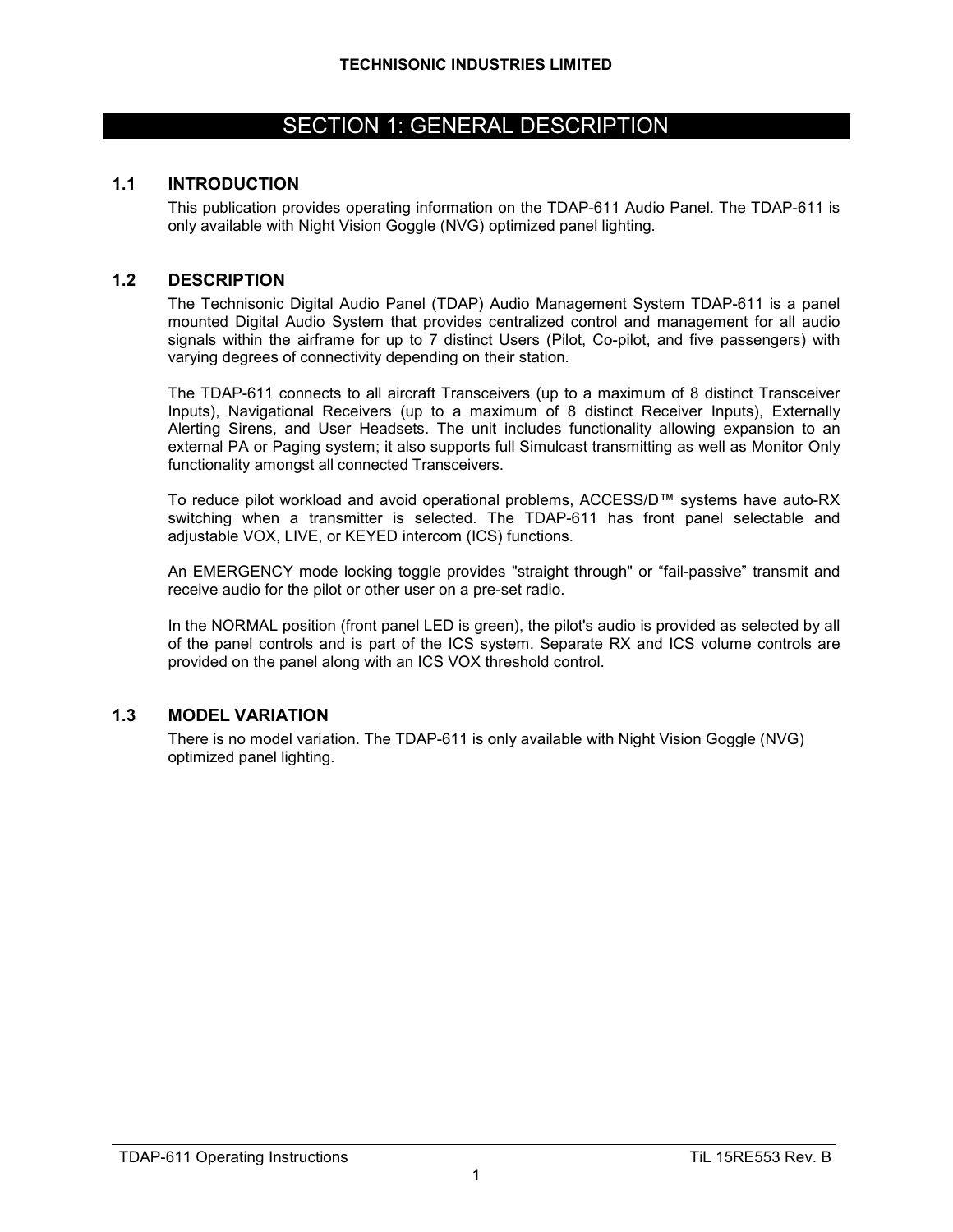# SECTION 1: GENERAL DESCRIPTION

## 1.1 INTRODUCTION

This publication provides operating information on the TDAP-611 Audio Panel. The TDAP-611 is only available with Night Vision Goggle (NVG) optimized panel lighting.

## 1.2 DESCRIPTION

The Technisonic Digital Audio Panel (TDAP) Audio Management System TDAP-611 is a panel mounted Digital Audio System that provides centralized control and management for all audio signals within the airframe for up to 7 distinct Users (Pilot, Co-pilot, and five passengers) with varying degrees of connectivity depending on their station.

The TDAP-611 connects to all aircraft Transceivers (up to a maximum of 8 distinct Transceiver Inputs), Navigational Receivers (up to a maximum of 8 distinct Receiver Inputs), Externally Alerting Sirens, and User Headsets. The unit includes functionality allowing expansion to an external PA or Paging system; it also supports full Simulcast transmitting as well as Monitor Only functionality amongst all connected Transceivers.

To reduce pilot workload and avoid operational problems, ACCESS/D™ systems have auto-RX switching when a transmitter is selected. The TDAP-611 has front panel selectable and adjustable VOX, LIVE, or KEYED intercom (ICS) functions.

An EMERGENCY mode locking toggle provides "straight through" or “fail-passive” transmit and receive audio for the pilot or other user on a pre-set radio.

In the NORMAL position (front panel LED is green), the pilot's audio is provided as selected by all of the panel controls and is part of the ICS system. Separate RX and ICS volume controls are provided on the panel along with an ICS VOX threshold control.

## 1.3 MODEL VARIATION

There is no model variation. The TDAP-611 is <u>only</u> available with Night Vision Goggle (NVG) optimized panel lighting.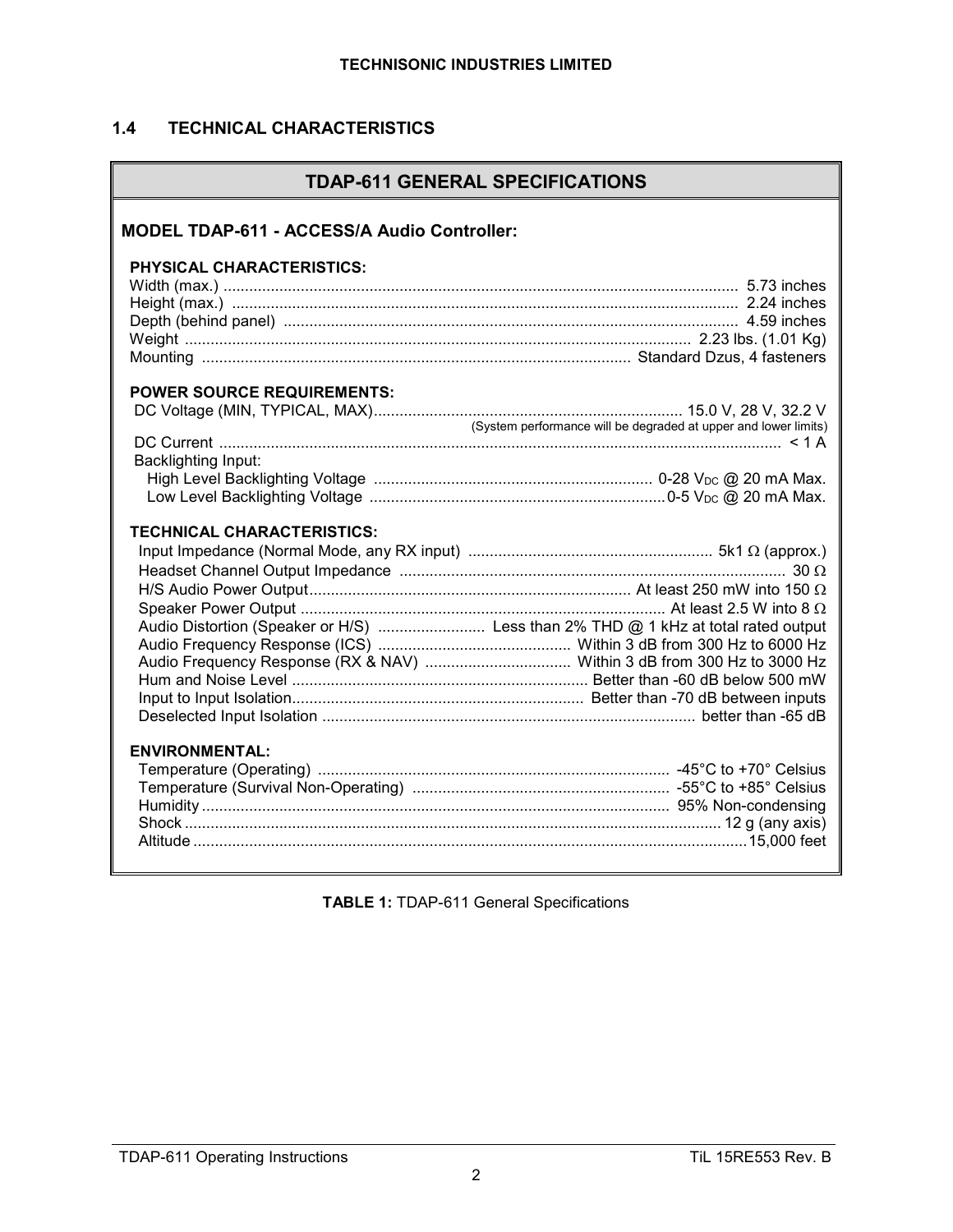## 1.4 TECHNICAL CHARACTERISTICS

### TDAP-611 GENERAL SPECIFICATIONS

**MODEL TDAP-611 - ACCESS/A Audio Controller:**

**PHYSICAL CHARACTERISTICS:**

| | |
|---|---|
| Width (max.) | 5.73 inches |
| Height (max.) | 2.24 inches |
| Depth (behind panel) | 4.59 inches |
| Weight | 2.23 lbs. (1.01 Kg) |
| Mounting | Standard Dzus, 4 fasteners |

**POWER SOURCE REQUIREMENTS:**

| | |
|---|---|
| DC Voltage (MIN, TYPICAL, MAX) | 15.0 V, 28 V, 32.2 V (System performance will be degraded at upper and lower limits) |
| DC Current | < 1 A |
| Backlighting Input: | |
| High Level Backlighting Voltage | 0-28 $V_{DC}$ @ 20 mA Max. |
| Low Level Backlighting Voltage | 0-5 $V_{DC}$ @ 20 mA Max. |

**TECHNICAL CHARACTERISTICS:**

| | |
|---|---|
| Input Impedance (Normal Mode, any RX input) | 5k1 Ω (approx.) |
| Headset Channel Output Impedance | 30 Ω |
| H/S Audio Power Output | At least 250 mW into 150 Ω |
| Speaker Power Output | At least 2.5 W into 8 Ω |
| Audio Distortion (Speaker or H/S) | Less than 2% THD @ 1 kHz at total rated output |
| Audio Frequency Response (ICS) | Within 3 dB from 300 Hz to 6000 Hz |
| Audio Frequency Response (RX & NAV) | Within 3 dB from 300 Hz to 3000 Hz |
| Hum and Noise Level | Better than -60 dB below 500 mW |
| Input to Input Isolation | Better than -70 dB between inputs |
| Deselected Input Isolation | better than -65 dB |

**ENVIRONMENTAL:**

| | |
|---|---|
| Temperature (Operating) | -45°C to +70° Celsius |
| Temperature (Survival Non-Operating) | -55°C to +85° Celsius |
| Humidity | 95% Non-condensing |
| Shock | 12 g (any axis) |
| Altitude | 15,000 feet |

**TABLE 1:** TDAP-611 General Specifications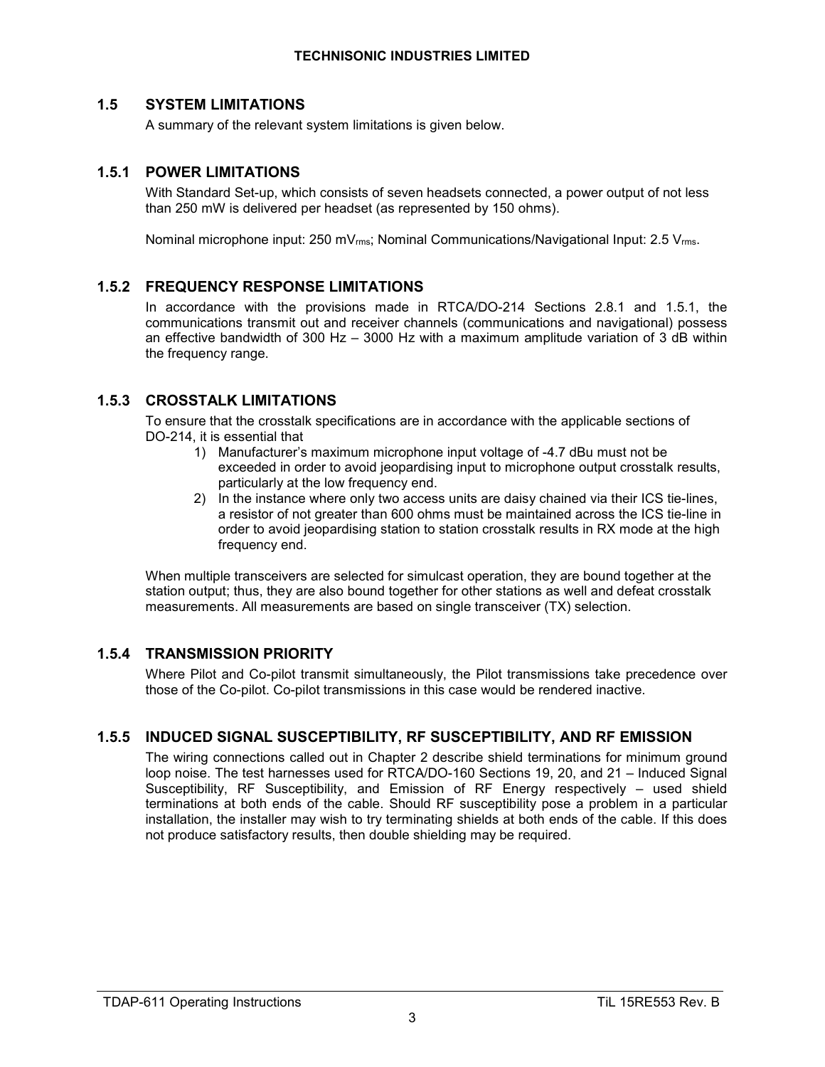## 1.5 SYSTEM LIMITATIONS

A summary of the relevant system limitations is given below.

### 1.5.1 POWER LIMITATIONS

With Standard Set-up, which consists of seven headsets connected, a power output of not less than 250 mW is delivered per headset (as represented by 150 ohms).

Nominal microphone input: 250 $mV_{rms}$; Nominal Communications/Navigational Input: 2.5 $V_{rms}$.

### 1.5.2 FREQUENCY RESPONSE LIMITATIONS

In accordance with the provisions made in RTCA/DO-214 Sections 2.8.1 and 1.5.1, the communications transmit out and receiver channels (communications and navigational) possess an effective bandwidth of 300 Hz – 3000 Hz with a maximum amplitude variation of 3 dB within the frequency range.

### 1.5.3 CROSSTALK LIMITATIONS

To ensure that the crosstalk specifications are in accordance with the applicable sections of DO-214, it is essential that

1) Manufacturer's maximum microphone input voltage of -4.7 dBu must not be exceeded in order to avoid jeopardising input to microphone output crosstalk results, particularly at the low frequency end.
2) In the instance where only two access units are daisy chained via their ICS tie-lines, a resistor of not greater than 600 ohms must be maintained across the ICS tie-line in order to avoid jeopardising station to station crosstalk results in RX mode at the high frequency end.

When multiple transceivers are selected for simulcast operation, they are bound together at the station output; thus, they are also bound together for other stations as well and defeat crosstalk measurements. All measurements are based on single transceiver (TX) selection.

### 1.5.4 TRANSMISSION PRIORITY

Where Pilot and Co-pilot transmit simultaneously, the Pilot transmissions take precedence over those of the Co-pilot. Co-pilot transmissions in this case would be rendered inactive.

### 1.5.5 INDUCED SIGNAL SUSCEPTIBILITY, RF SUSCEPTIBILITY, AND RF EMISSION

The wiring connections called out in Chapter 2 describe shield terminations for minimum ground loop noise. The test harnesses used for RTCA/DO-160 Sections 19, 20, and 21 – Induced Signal Susceptibility, RF Susceptibility, and Emission of RF Energy respectively – used shield terminations at both ends of the cable. Should RF susceptibility pose a problem in a particular installation, the installer may wish to try terminating shields at both ends of the cable. If this does not produce satisfactory results, then double shielding may be required.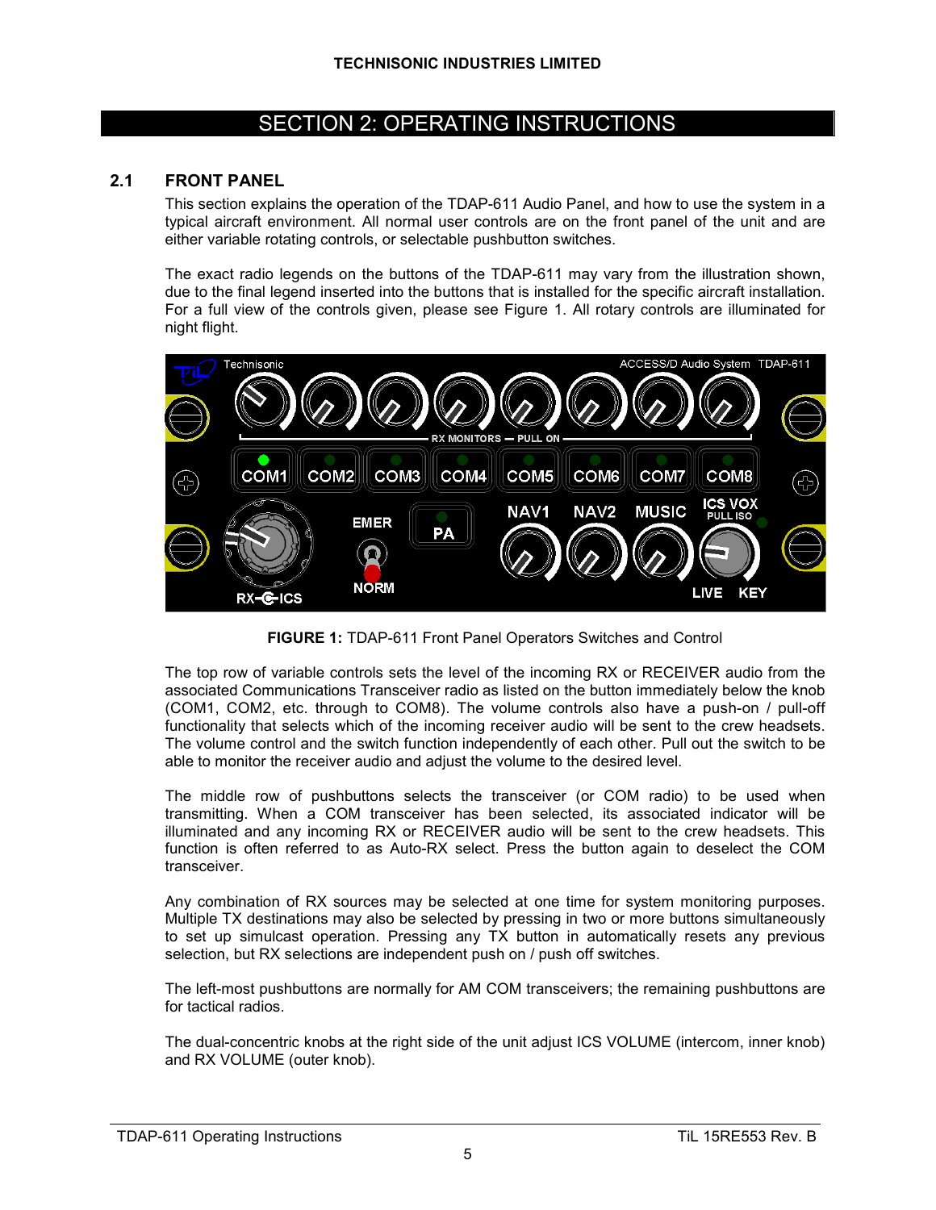## SECTION 2: OPERATING INSTRUCTIONS

### 2.1 FRONT PANEL

This section explains the operation of the TDAP-611 Audio Panel, and how to use the system in a typical aircraft environment. All normal user controls are on the front panel of the unit and are either variable rotating controls, or selectable pushbutton switches.

The exact radio legends on the buttons of the TDAP-611 may vary from the illustration shown, due to the final legend inserted into the buttons that is installed for the specific aircraft installation. For a full view of the controls given, please see Figure 1. All rotary controls are illuminated for night flight.

**FIGURE 1:** TDAP-611 Front Panel Operators Switches and Control

The top row of variable controls sets the level of the incoming RX or RECEIVER audio from the associated Communications Transceiver radio as listed on the button immediately below the knob (COM1, COM2, etc. through to COM8). The volume controls also have a push-on / pull-off functionality that selects which of the incoming receiver audio will be sent to the crew headsets. The volume control and the switch function independently of each other. Pull out the switch to be able to monitor the receiver audio and adjust the volume to the desired level.

The middle row of pushbuttons selects the transceiver (or COM radio) to be used when transmitting. When a COM transceiver has been selected, its associated indicator will be illuminated and any incoming RX or RECEIVER audio will be sent to the crew headsets. This function is often referred to as Auto-RX select. Press the button again to deselect the COM transceiver.

Any combination of RX sources may be selected at one time for system monitoring purposes. Multiple TX destinations may also be selected by pressing in two or more buttons simultaneously to set up simulcast operation. Pressing any TX button in automatically resets any previous selection, but RX selections are independent push on / push off switches.

The left-most pushbuttons are normally for AM COM transceivers; the remaining pushbuttons are for tactical radios.

The dual-concentric knobs at the right side of the unit adjust ICS VOLUME (intercom, inner knob) and RX VOLUME (outer knob).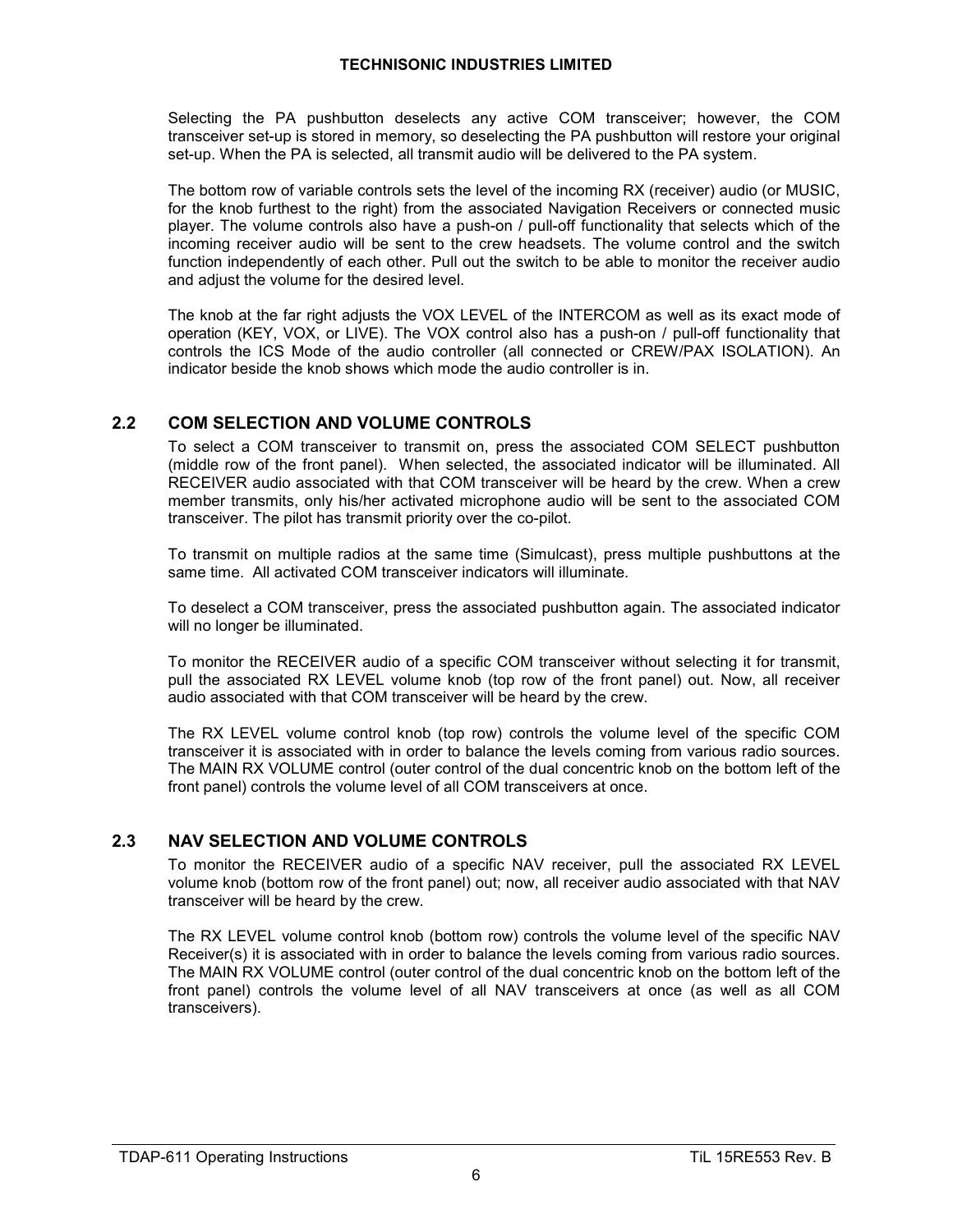Selecting the PA pushbutton deselects any active COM transceiver; however, the COM transceiver set-up is stored in memory, so deselecting the PA pushbutton will restore your original set-up. When the PA is selected, all transmit audio will be delivered to the PA system.

The bottom row of variable controls sets the level of the incoming RX (receiver) audio (or MUSIC, for the knob furthest to the right) from the associated Navigation Receivers or connected music player. The volume controls also have a push-on / pull-off functionality that selects which of the incoming receiver audio will be sent to the crew headsets. The volume control and the switch function independently of each other. Pull out the switch to be able to monitor the receiver audio and adjust the volume for the desired level.

The knob at the far right adjusts the VOX LEVEL of the INTERCOM as well as its exact mode of operation (KEY, VOX, or LIVE). The VOX control also has a push-on / pull-off functionality that controls the ICS Mode of the audio controller (all connected or CREW/PAX ISOLATION). An indicator beside the knob shows which mode the audio controller is in.

## 2.2 COM SELECTION AND VOLUME CONTROLS

To select a COM transceiver to transmit on, press the associated COM SELECT pushbutton (middle row of the front panel). When selected, the associated indicator will be illuminated. All RECEIVER audio associated with that COM transceiver will be heard by the crew. When a crew member transmits, only his/her activated microphone audio will be sent to the associated COM transceiver. The pilot has transmit priority over the co-pilot.

To transmit on multiple radios at the same time (Simulcast), press multiple pushbuttons at the same time. All activated COM transceiver indicators will illuminate.

To deselect a COM transceiver, press the associated pushbutton again. The associated indicator will no longer be illuminated.

To monitor the RECEIVER audio of a specific COM transceiver without selecting it for transmit, pull the associated RX LEVEL volume knob (top row of the front panel) out. Now, all receiver audio associated with that COM transceiver will be heard by the crew.

The RX LEVEL volume control knob (top row) controls the volume level of the specific COM transceiver it is associated with in order to balance the levels coming from various radio sources. The MAIN RX VOLUME control (outer control of the dual concentric knob on the bottom left of the front panel) controls the volume level of all COM transceivers at once.

## 2.3 NAV SELECTION AND VOLUME CONTROLS

To monitor the RECEIVER audio of a specific NAV receiver, pull the associated RX LEVEL volume knob (bottom row of the front panel) out; now, all receiver audio associated with that NAV transceiver will be heard by the crew.

The RX LEVEL volume control knob (bottom row) controls the volume level of the specific NAV Receiver(s) it is associated with in order to balance the levels coming from various radio sources. The MAIN RX VOLUME control (outer control of the dual concentric knob on the bottom left of the front panel) controls the volume level of all NAV transceivers at once (as well as all COM transceivers).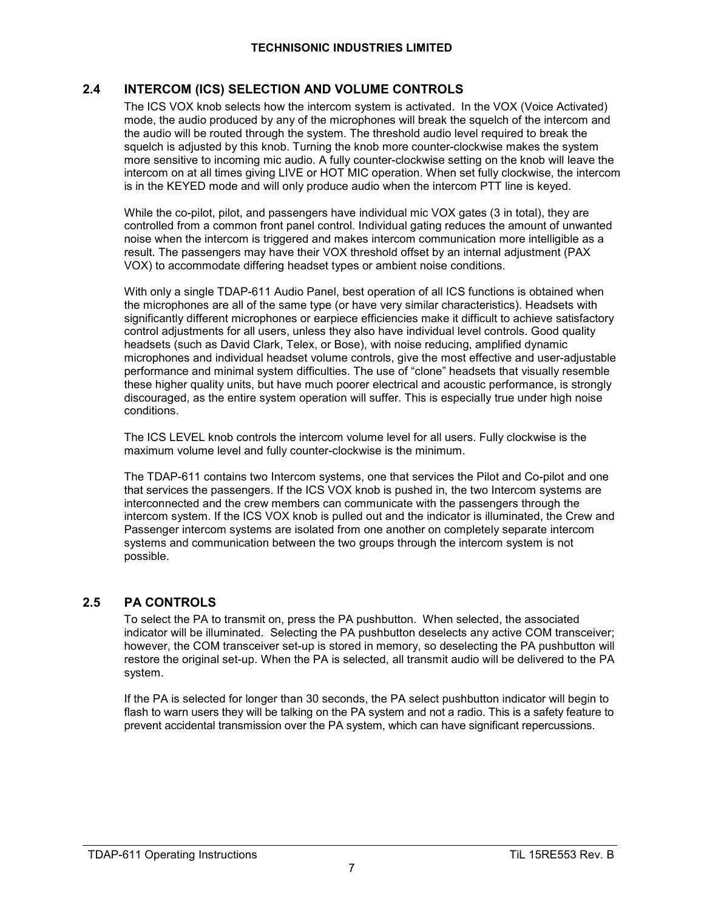## 2.4 INTERCOM (ICS) SELECTION AND VOLUME CONTROLS

The ICS VOX knob selects how the intercom system is activated. In the VOX (Voice Activated) mode, the audio produced by any of the microphones will break the squelch of the intercom and the audio will be routed through the system. The threshold audio level required to break the squelch is adjusted by this knob. Turning the knob more counter-clockwise makes the system more sensitive to incoming mic audio. A fully counter-clockwise setting on the knob will leave the intercom on at all times giving LIVE or HOT MIC operation. When set fully clockwise, the intercom is in the KEYED mode and will only produce audio when the intercom PTT line is keyed.

While the co-pilot, pilot, and passengers have individual mic VOX gates (3 in total), they are controlled from a common front panel control. Individual gating reduces the amount of unwanted noise when the intercom is triggered and makes intercom communication more intelligible as a result. The passengers may have their VOX threshold offset by an internal adjustment (PAX VOX) to accommodate differing headset types or ambient noise conditions.

With only a single TDAP-611 Audio Panel, best operation of all ICS functions is obtained when the microphones are all of the same type (or have very similar characteristics). Headsets with significantly different microphones or earpiece efficiencies make it difficult to achieve satisfactory control adjustments for all users, unless they also have individual level controls. Good quality headsets (such as David Clark, Telex, or Bose), with noise reducing, amplified dynamic microphones and individual headset volume controls, give the most effective and user-adjustable performance and minimal system difficulties. The use of “clone” headsets that visually resemble these higher quality units, but have much poorer electrical and acoustic performance, is strongly discouraged, as the entire system operation will suffer. This is especially true under high noise conditions.

The ICS LEVEL knob controls the intercom volume level for all users. Fully clockwise is the maximum volume level and fully counter-clockwise is the minimum.

The TDAP-611 contains two Intercom systems, one that services the Pilot and Co-pilot and one that services the passengers. If the ICS VOX knob is pushed in, the two Intercom systems are interconnected and the crew members can communicate with the passengers through the intercom system. If the ICS VOX knob is pulled out and the indicator is illuminated, the Crew and Passenger intercom systems are isolated from one another on completely separate intercom systems and communication between the two groups through the intercom system is not possible.

## 2.5 PA CONTROLS

To select the PA to transmit on, press the PA pushbutton. When selected, the associated indicator will be illuminated. Selecting the PA pushbutton deselects any active COM transceiver; however, the COM transceiver set-up is stored in memory, so deselecting the PA pushbutton will restore the original set-up. When the PA is selected, all transmit audio will be delivered to the PA system.

If the PA is selected for longer than 30 seconds, the PA select pushbutton indicator will begin to flash to warn users they will be talking on the PA system and not a radio. This is a safety feature to prevent accidental transmission over the PA system, which can have significant repercussions.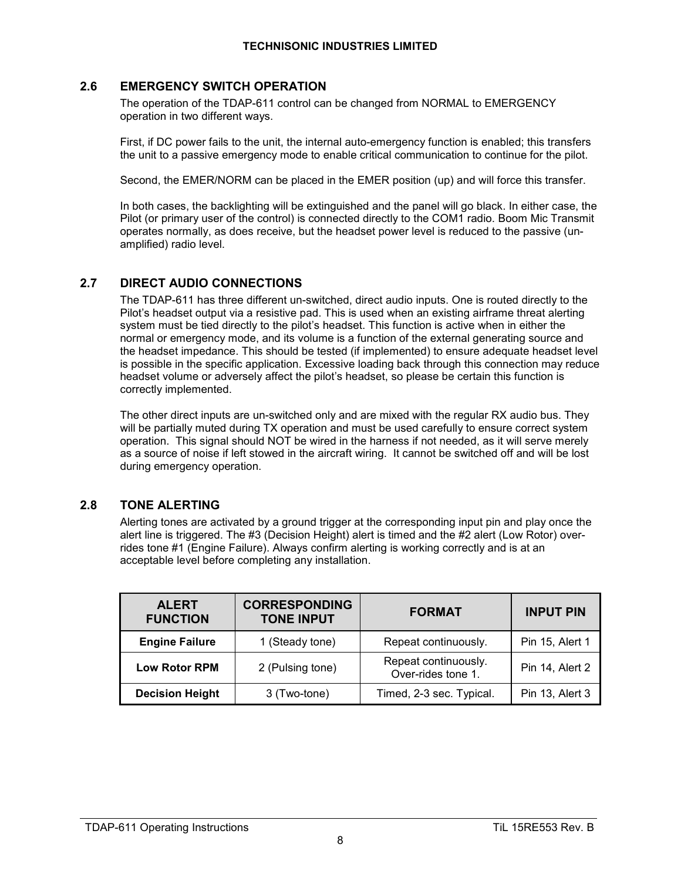## 2.6 EMERGENCY SWITCH OPERATION

The operation of the TDAP-611 control can be changed from NORMAL to EMERGENCY operation in two different ways.

First, if DC power fails to the unit, the internal auto-emergency function is enabled; this transfers the unit to a passive emergency mode to enable critical communication to continue for the pilot.

Second, the EMER/NORM can be placed in the EMER position (up) and will force this transfer.

In both cases, the backlighting will be extinguished and the panel will go black. In either case, the Pilot (or primary user of the control) is connected directly to the COM1 radio. Boom Mic Transmit operates normally, as does receive, but the headset power level is reduced to the passive (un-amplified) radio level.

## 2.7 DIRECT AUDIO CONNECTIONS

The TDAP-611 has three different un-switched, direct audio inputs. One is routed directly to the Pilot's headset output via a resistive pad. This is used when an existing airframe threat alerting system must be tied directly to the pilot's headset. This function is active when in either the normal or emergency mode, and its volume is a function of the external generating source and the headset impedance. This should be tested (if implemented) to ensure adequate headset level is possible in the specific application. Excessive loading back through this connection may reduce headset volume or adversely affect the pilot's headset, so please be certain this function is correctly implemented.

The other direct inputs are un-switched only and are mixed with the regular RX audio bus. They will be partially muted during TX operation and must be used carefully to ensure correct system operation. This signal should NOT be wired in the harness if not needed, as it will serve merely as a source of noise if left stowed in the aircraft wiring. It cannot be switched off and will be lost during emergency operation.

## 2.8 TONE ALERTING

Alerting tones are activated by a ground trigger at the corresponding input pin and play once the alert line is triggered. The #3 (Decision Height) alert is timed and the #2 alert (Low Rotor) over-rides tone #1 (Engine Failure). Always confirm alerting is working correctly and is at an acceptable level before completing any installation.

| ALERT FUNCTION | CORRESPONDING TONE INPUT | FORMAT | INPUT PIN |
|---|---|---|---|
| **Engine Failure** | 1 (Steady tone) | Repeat continuously. | Pin 15, Alert 1 |
| **Low Rotor RPM** | 2 (Pulsing tone) | Repeat continuously. Over-rides tone 1. | Pin 14, Alert 2 |
| **Decision Height** | 3 (Two-tone) | Timed, 2-3 sec. Typical. | Pin 13, Alert 3 |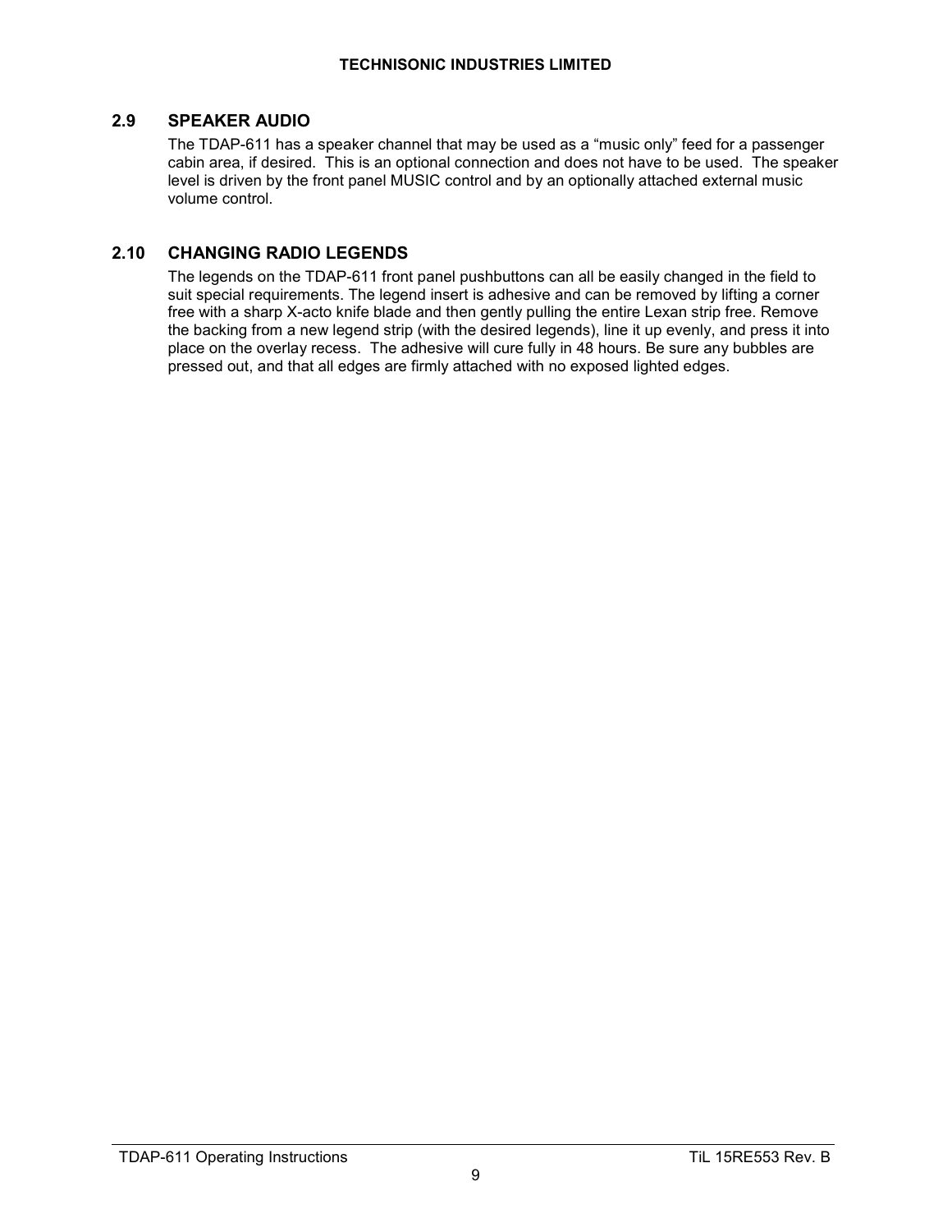## 2.9 SPEAKER AUDIO

The TDAP-611 has a speaker channel that may be used as a “music only” feed for a passenger cabin area, if desired. This is an optional connection and does not have to be used. The speaker level is driven by the front panel MUSIC control and by an optionally attached external music volume control.

## 2.10 CHANGING RADIO LEGENDS

The legends on the TDAP-611 front panel pushbuttons can all be easily changed in the field to suit special requirements. The legend insert is adhesive and can be removed by lifting a corner free with a sharp X-acto knife blade and then gently pulling the entire Lexan strip free. Remove the backing from a new legend strip (with the desired legends), line it up evenly, and press it into place on the overlay recess. The adhesive will cure fully in 48 hours. Be sure any bubbles are pressed out, and that all edges are firmly attached with no exposed lighted edges.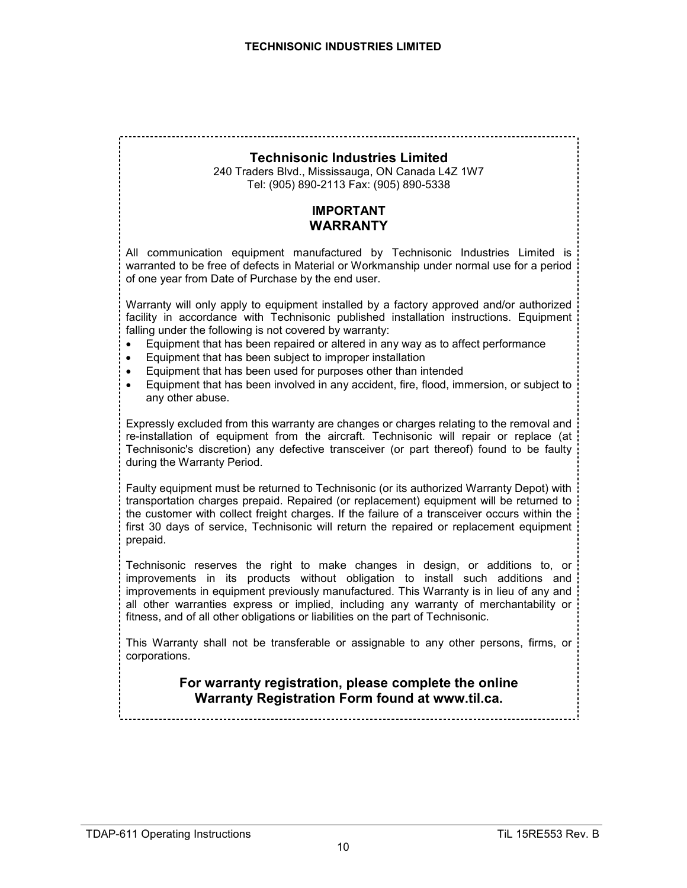## Technisonic Industries Limited

240 Traders Blvd., Mississauga, ON Canada L4Z 1W7
Tel: (905) 890-2113 Fax: (905) 890-5338

### IMPORTANT
### WARRANTY

All communication equipment manufactured by Technisonic Industries Limited is warranted to be free of defects in Material or Workmanship under normal use for a period of one year from Date of Purchase by the end user.

Warranty will only apply to equipment installed by a factory approved and/or authorized facility in accordance with Technisonic published installation instructions. Equipment falling under the following is not covered by warranty:

- Equipment that has been repaired or altered in any way as to affect performance
- Equipment that has been subject to improper installation
- Equipment that has been used for purposes other than intended
- Equipment that has been involved in any accident, fire, flood, immersion, or subject to any other abuse.

Expressly excluded from this warranty are changes or charges relating to the removal and re-installation of equipment from the aircraft. Technisonic will repair or replace (at Technisonic's discretion) any defective transceiver (or part thereof) found to be faulty during the Warranty Period.

Faulty equipment must be returned to Technisonic (or its authorized Warranty Depot) with transportation charges prepaid. Repaired (or replacement) equipment will be returned to the customer with collect freight charges. If the failure of a transceiver occurs within the first 30 days of service, Technisonic will return the repaired or replacement equipment prepaid.

Technisonic reserves the right to make changes in design, or additions to, or improvements in its products without obligation to install such additions and improvements in equipment previously manufactured. This Warranty is in lieu of any and all other warranties express or implied, including any warranty of merchantability or fitness, and of all other obligations or liabilities on the part of Technisonic.

This Warranty shall not be transferable or assignable to any other persons, firms, or corporations.

**For warranty registration, please complete the online Warranty Registration Form found at www.til.ca.**